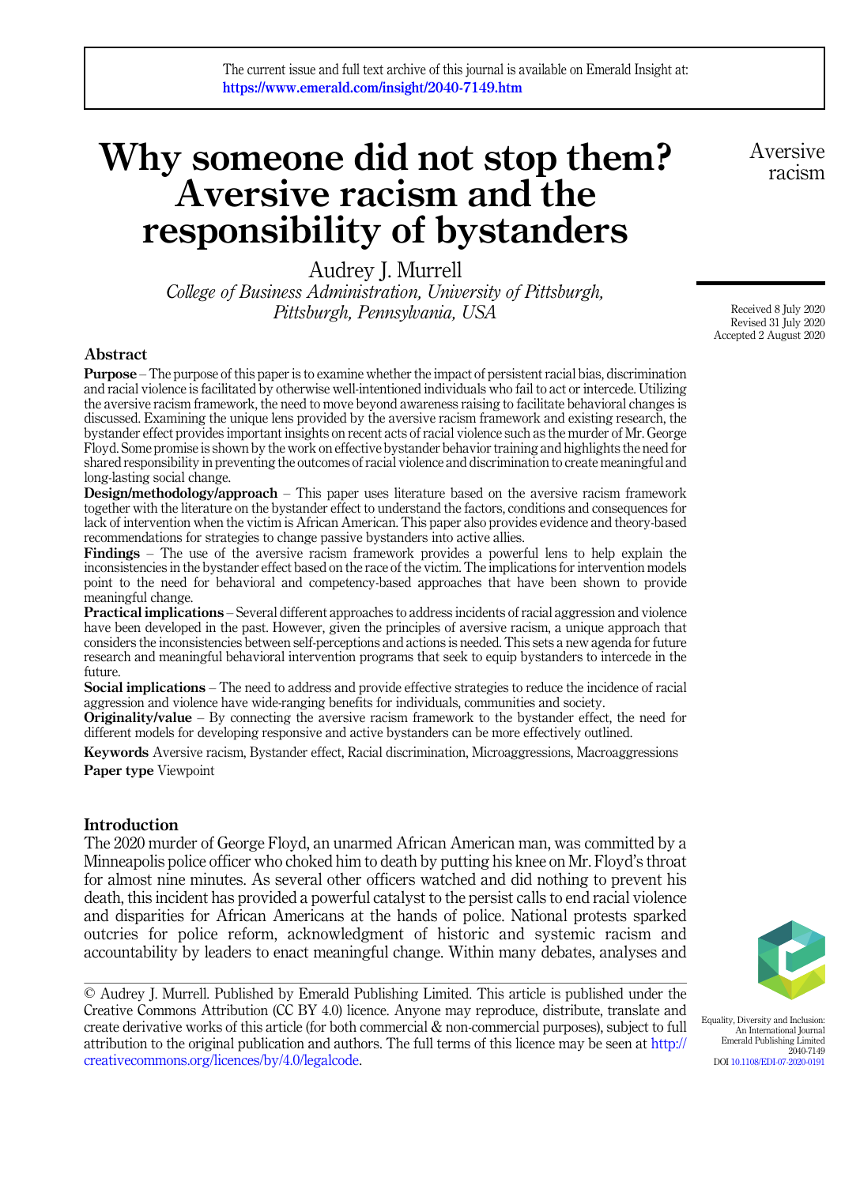The current issue and full text archive of this journal is available on Emerald Insight at: https://www.emerald.com/insight/2040-7149.htm

# Why someone did not stop them? Aversive racism and the responsibility of bystanders

Audrey J. Murrell

*College of Business Administration, University of Pittsburgh, Pittsburgh, Pennsylvania, USA*

Received 8 July 2020
Revised 31 July 2020
Accepted 2 August 2020

## Abstract

**Purpose** – The purpose of this paper is to examine whether the impact of persistent racial bias, discrimination and racial violence is facilitated by otherwise well-intentioned individuals who fail to act or intercede. Utilizing the aversive racism framework, the need to move beyond awareness raising to facilitate behavioral changes is discussed. Examining the unique lens provided by the aversive racism framework and existing research, the bystander effect provides important insights on recent acts of racial violence such as the murder of Mr. George Floyd. Some promise is shown by the work on effective bystander behavior training and highlights the need for shared responsibility in preventing the outcomes of racial violence and discrimination to create meaningful and long-lasting social change.

**Design/methodology/approach** – This paper uses literature based on the aversive racism framework together with the literature on the bystander effect to understand the factors, conditions and consequences for lack of intervention when the victim is African American. This paper also provides evidence and theory-based recommendations for strategies to change passive bystanders into active allies.

**Findings** – The use of the aversive racism framework provides a powerful lens to help explain the inconsistencies in the bystander effect based on the race of the victim. The implications for intervention models point to the need for behavioral and competency-based approaches that have been shown to provide meaningful change.

**Practical implications** – Several different approaches to address incidents of racial aggression and violence have been developed in the past. However, given the principles of aversive racism, a unique approach that considers the inconsistencies between self-perceptions and actions is needed. This sets a new agenda for future research and meaningful behavioral intervention programs that seek to equip bystanders to intercede in the future.

**Social implications** – The need to address and provide effective strategies to reduce the incidence of racial aggression and violence have wide-ranging benefits for individuals, communities and society.

**Originality/value** – By connecting the aversive racism framework to the bystander effect, the need for different models for developing responsive and active bystanders can be more effectively outlined.

**Keywords** Aversive racism, Bystander effect, Racial discrimination, Microaggressions, Macroaggressions

**Paper type** Viewpoint

## Introduction

The 2020 murder of George Floyd, an unarmed African American man, was committed by a Minneapolis police officer who choked him to death by putting his knee on Mr. Floyd's throat for almost nine minutes. As several other officers watched and did nothing to prevent his death, this incident has provided a powerful catalyst to the persist calls to end racial violence and disparities for African Americans at the hands of police. National protests sparked outcries for police reform, acknowledgment of historic and systemic racism and accountability by leaders to enact meaningful change. Within many debates, analyses and

© Audrey J. Murrell. Published by Emerald Publishing Limited. This article is published under the Creative Commons Attribution (CC BY 4.0) licence. Anyone may reproduce, distribute, translate and create derivative works of this article (for both commercial & non-commercial purposes), subject to full attribution to the original publication and authors. The full terms of this licence may be seen at http://creativecommons.org/licences/by/4.0/legalcode.

Equality, Diversity and Inclusion: An International Journal
Emerald Publishing Limited
2040-7149
DOI 10.1108/EDI-07-2020-0191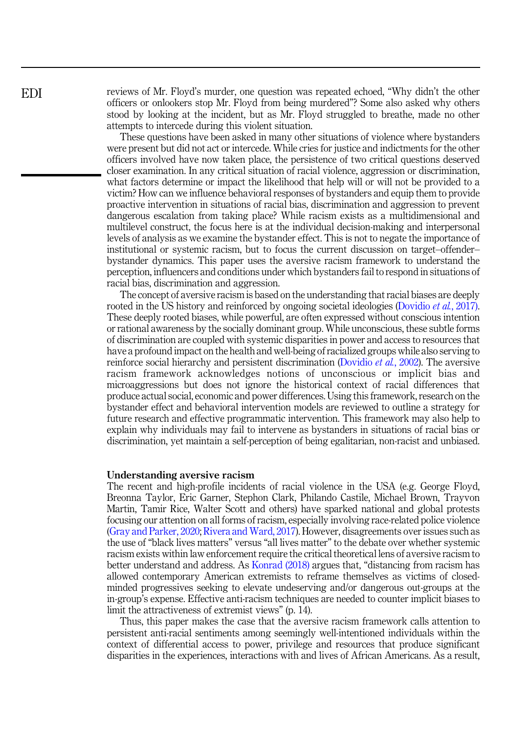reviews of Mr. Floyd's murder, one question was repeated echoed, "Why didn't the other officers or onlookers stop Mr. Floyd from being murdered"? Some also asked why others stood by looking at the incident, but as Mr. Floyd struggled to breathe, made no other attempts to intercede during this violent situation.

These questions have been asked in many other situations of violence where bystanders were present but did not act or intercede. While cries for justice and indictments for the other officers involved have now taken place, the persistence of two critical questions deserved closer examination. In any critical situation of racial violence, aggression or discrimination, what factors determine or impact the likelihood that help will or will not be provided to a victim? How can we influence behavioral responses of bystanders and equip them to provide proactive intervention in situations of racial bias, discrimination and aggression to prevent dangerous escalation from taking place? While racism exists as a multidimensional and multilevel construct, the focus here is at the individual decision-making and interpersonal levels of analysis as we examine the bystander effect. This is not to negate the importance of institutional or systemic racism, but to focus the current discussion on target–offender–bystander dynamics. This paper uses the aversive racism framework to understand the perception, influencers and conditions under which bystanders fail to respond in situations of racial bias, discrimination and aggression.

The concept of aversive racism is based on the understanding that racial biases are deeply rooted in the US history and reinforced by ongoing societal ideologies (Dovidio *et al.*, 2017). These deeply rooted biases, while powerful, are often expressed without conscious intention or rational awareness by the socially dominant group. While unconscious, these subtle forms of discrimination are coupled with systemic disparities in power and access to resources that have a profound impact on the health and well-being of racialized groups while also serving to reinforce social hierarchy and persistent discrimination (Dovidio *et al.*, 2002). The aversive racism framework acknowledges notions of unconscious or implicit bias and microaggressions but does not ignore the historical context of racial differences that produce actual social, economic and power differences. Using this framework, research on the bystander effect and behavioral intervention models are reviewed to outline a strategy for future research and effective programmatic intervention. This framework may also help to explain why individuals may fail to intervene as bystanders in situations of racial bias or discrimination, yet maintain a self-perception of being egalitarian, non-racist and unbiased.

## Understanding aversive racism

The recent and high-profile incidents of racial violence in the USA (e.g. George Floyd, Breonna Taylor, Eric Garner, Stephon Clark, Philando Castile, Michael Brown, Trayvon Martin, Tamir Rice, Walter Scott and others) have sparked national and global protests focusing our attention on all forms of racism, especially involving race-related police violence (Gray and Parker, 2020; Rivera and Ward, 2017). However, disagreements over issues such as the use of "black lives matters" versus "all lives matter" to the debate over whether systemic racism exists within law enforcement require the critical theoretical lens of aversive racism to better understand and address. As Konrad (2018) argues that, "distancing from racism has allowed contemporary American extremists to reframe themselves as victims of closed-minded progressives seeking to elevate undeserving and/or dangerous out-groups at the in-group's expense. Effective anti-racism techniques are needed to counter implicit biases to limit the attractiveness of extremist views" (p. 14).

Thus, this paper makes the case that the aversive racism framework calls attention to persistent anti-racial sentiments among seemingly well-intentioned individuals within the context of differential access to power, privilege and resources that produce significant disparities in the experiences, interactions with and lives of African Americans. As a result,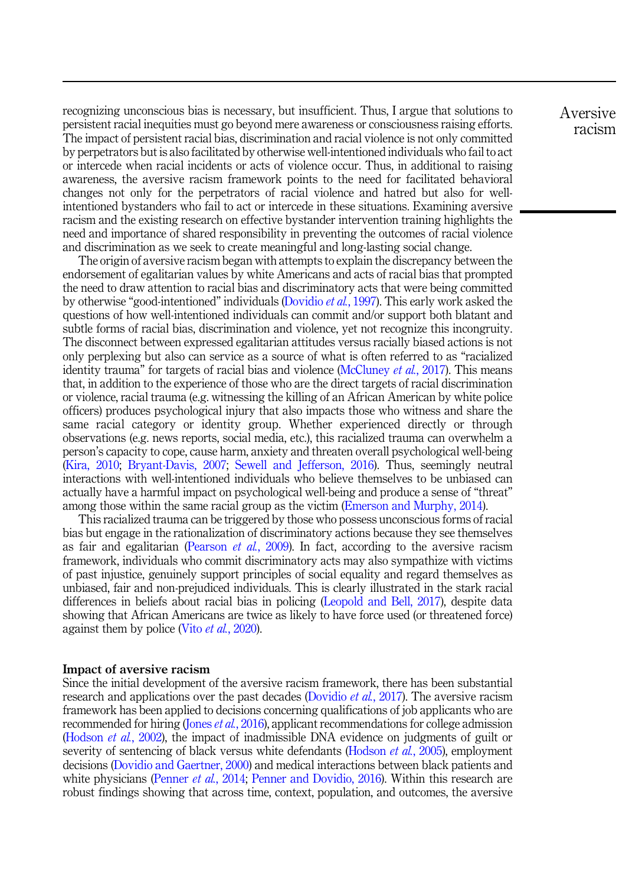recognizing unconscious bias is necessary, but insufficient. Thus, I argue that solutions to persistent racial inequities must go beyond mere awareness or consciousness raising efforts. The impact of persistent racial bias, discrimination and racial violence is not only committed by perpetrators but is also facilitated by otherwise well-intentioned individuals who fail to act or intercede when racial incidents or acts of violence occur. Thus, in additional to raising awareness, the aversive racism framework points to the need for facilitated behavioral changes not only for the perpetrators of racial violence and hatred but also for well-intentioned bystanders who fail to act or intercede in these situations. Examining aversive racism and the existing research on effective bystander intervention training highlights the need and importance of shared responsibility in preventing the outcomes of racial violence and discrimination as we seek to create meaningful and long-lasting social change.

The origin of aversive racism began with attempts to explain the discrepancy between the endorsement of egalitarian values by white Americans and acts of racial bias that prompted the need to draw attention to racial bias and discriminatory acts that were being committed by otherwise "good-intentioned" individuals (Dovidio *et al.*, 1997). This early work asked the questions of how well-intentioned individuals can commit and/or support both blatant and subtle forms of racial bias, discrimination and violence, yet not recognize this incongruity. The disconnect between expressed egalitarian attitudes versus racially biased actions is not only perplexing but also can service as a source of what is often referred to as "racialized identity trauma" for targets of racial bias and violence (McCluney *et al.*, 2017). This means that, in addition to the experience of those who are the direct targets of racial discrimination or violence, racial trauma (e.g. witnessing the killing of an African American by white police officers) produces psychological injury that also impacts those who witness and share the same racial category or identity group. Whether experienced directly or through observations (e.g. news reports, social media, etc.), this racialized trauma can overwhelm a person's capacity to cope, cause harm, anxiety and threaten overall psychological well-being (Kira, 2010; Bryant-Davis, 2007; Sewell and Jefferson, 2016). Thus, seemingly neutral interactions with well-intentioned individuals who believe themselves to be unbiased can actually have a harmful impact on psychological well-being and produce a sense of "threat" among those within the same racial group as the victim (Emerson and Murphy, 2014).

This racialized trauma can be triggered by those who possess unconscious forms of racial bias but engage in the rationalization of discriminatory actions because they see themselves as fair and egalitarian (Pearson *et al.*, 2009). In fact, according to the aversive racism framework, individuals who commit discriminatory acts may also sympathize with victims of past injustice, genuinely support principles of social equality and regard themselves as unbiased, fair and non-prejudiced individuals. This is clearly illustrated in the stark racial differences in beliefs about racial bias in policing (Leopold and Bell, 2017), despite data showing that African Americans are twice as likely to have force used (or threatened force) against them by police (Vito *et al.*, 2020).

## Impact of aversive racism

Since the initial development of the aversive racism framework, there has been substantial research and applications over the past decades (Dovidio *et al.*, 2017). The aversive racism framework has been applied to decisions concerning qualifications of job applicants who are recommended for hiring (Jones *et al.*, 2016), applicant recommendations for college admission (Hodson *et al.*, 2002), the impact of inadmissible DNA evidence on judgments of guilt or severity of sentencing of black versus white defendants (Hodson *et al.*, 2005), employment decisions (Dovidio and Gaertner, 2000) and medical interactions between black patients and white physicians (Penner *et al.*, 2014; Penner and Dovidio, 2016). Within this research are robust findings showing that across time, context, population, and outcomes, the aversive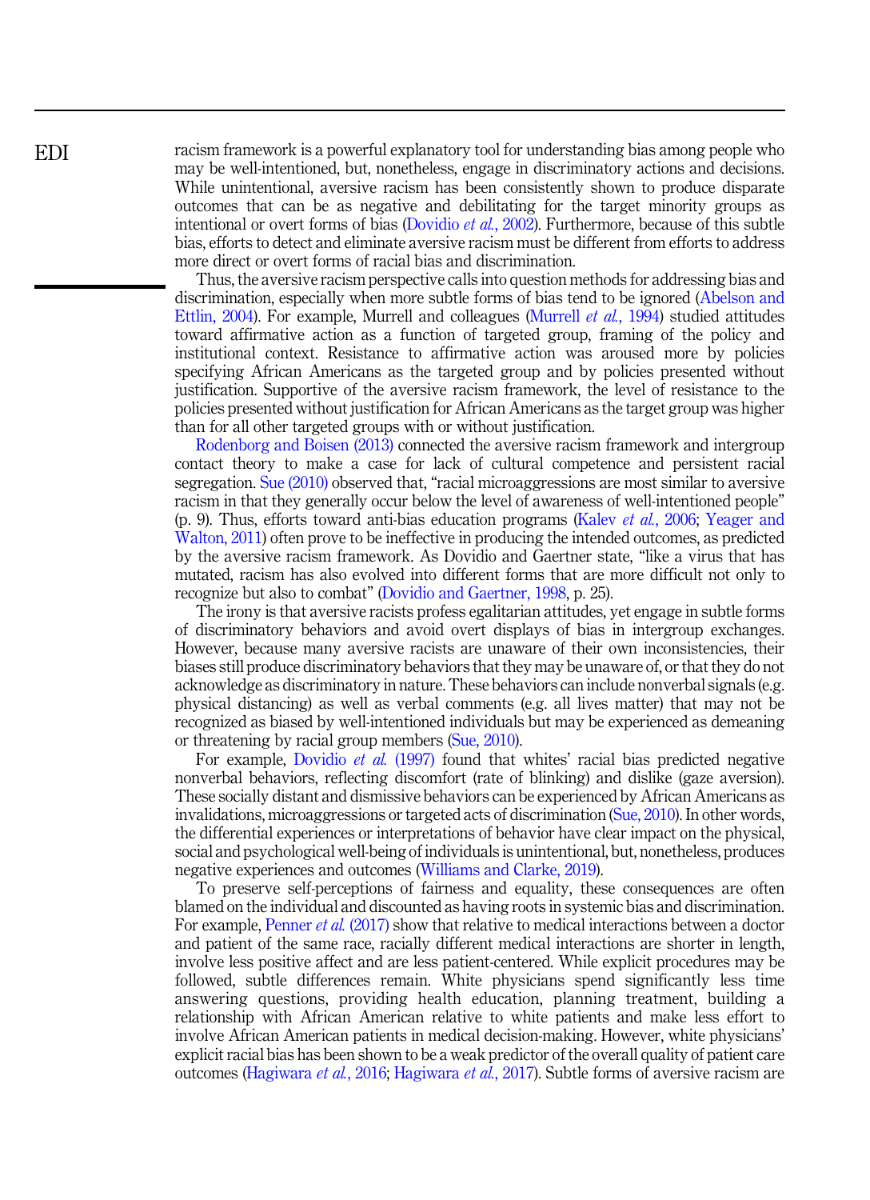racism framework is a powerful explanatory tool for understanding bias among people who may be well-intentioned, but, nonetheless, engage in discriminatory actions and decisions. While unintentional, aversive racism has been consistently shown to produce disparate outcomes that can be as negative and debilitating for the target minority groups as intentional or overt forms of bias (Dovidio *et al.*, 2002). Furthermore, because of this subtle bias, efforts to detect and eliminate aversive racism must be different from efforts to address more direct or overt forms of racial bias and discrimination.

Thus, the aversive racism perspective calls into question methods for addressing bias and discrimination, especially when more subtle forms of bias tend to be ignored (Abelson and Ettlin, 2004). For example, Murrell and colleagues (Murrell *et al.*, 1994) studied attitudes toward affirmative action as a function of targeted group, framing of the policy and institutional context. Resistance to affirmative action was aroused more by policies specifying African Americans as the targeted group and by policies presented without justification. Supportive of the aversive racism framework, the level of resistance to the policies presented without justification for African Americans as the target group was higher than for all other targeted groups with or without justification.

Rodenborg and Boisen (2013) connected the aversive racism framework and intergroup contact theory to make a case for lack of cultural competence and persistent racial segregation. Sue (2010) observed that, "racial microaggressions are most similar to aversive racism in that they generally occur below the level of awareness of well-intentioned people" (p. 9). Thus, efforts toward anti-bias education programs (Kalev *et al.*, 2006; Yeager and Walton, 2011) often prove to be ineffective in producing the intended outcomes, as predicted by the aversive racism framework. As Dovidio and Gaertner state, "like a virus that has mutated, racism has also evolved into different forms that are more difficult not only to recognize but also to combat" (Dovidio and Gaertner, 1998, p. 25).

The irony is that aversive racists profess egalitarian attitudes, yet engage in subtle forms of discriminatory behaviors and avoid overt displays of bias in intergroup exchanges. However, because many aversive racists are unaware of their own inconsistencies, their biases still produce discriminatory behaviors that they may be unaware of, or that they do not acknowledge as discriminatory in nature. These behaviors can include nonverbal signals (e.g. physical distancing) as well as verbal comments (e.g. all lives matter) that may not be recognized as biased by well-intentioned individuals but may be experienced as demeaning or threatening by racial group members (Sue, 2010).

For example, Dovidio *et al.* (1997) found that whites' racial bias predicted negative nonverbal behaviors, reflecting discomfort (rate of blinking) and dislike (gaze aversion). These socially distant and dismissive behaviors can be experienced by African Americans as invalidations, microaggressions or targeted acts of discrimination (Sue, 2010). In other words, the differential experiences or interpretations of behavior have clear impact on the physical, social and psychological well-being of individuals is unintentional, but, nonetheless, produces negative experiences and outcomes (Williams and Clarke, 2019).

To preserve self-perceptions of fairness and equality, these consequences are often blamed on the individual and discounted as having roots in systemic bias and discrimination. For example, Penner *et al.* (2017) show that relative to medical interactions between a doctor and patient of the same race, racially different medical interactions are shorter in length, involve less positive affect and are less patient-centered. While explicit procedures may be followed, subtle differences remain. White physicians spend significantly less time answering questions, providing health education, planning treatment, building a relationship with African American relative to white patients and make less effort to involve African American patients in medical decision-making. However, white physicians' explicit racial bias has been shown to be a weak predictor of the overall quality of patient care outcomes (Hagiwara *et al.*, 2016; Hagiwara *et al.*, 2017). Subtle forms of aversive racism are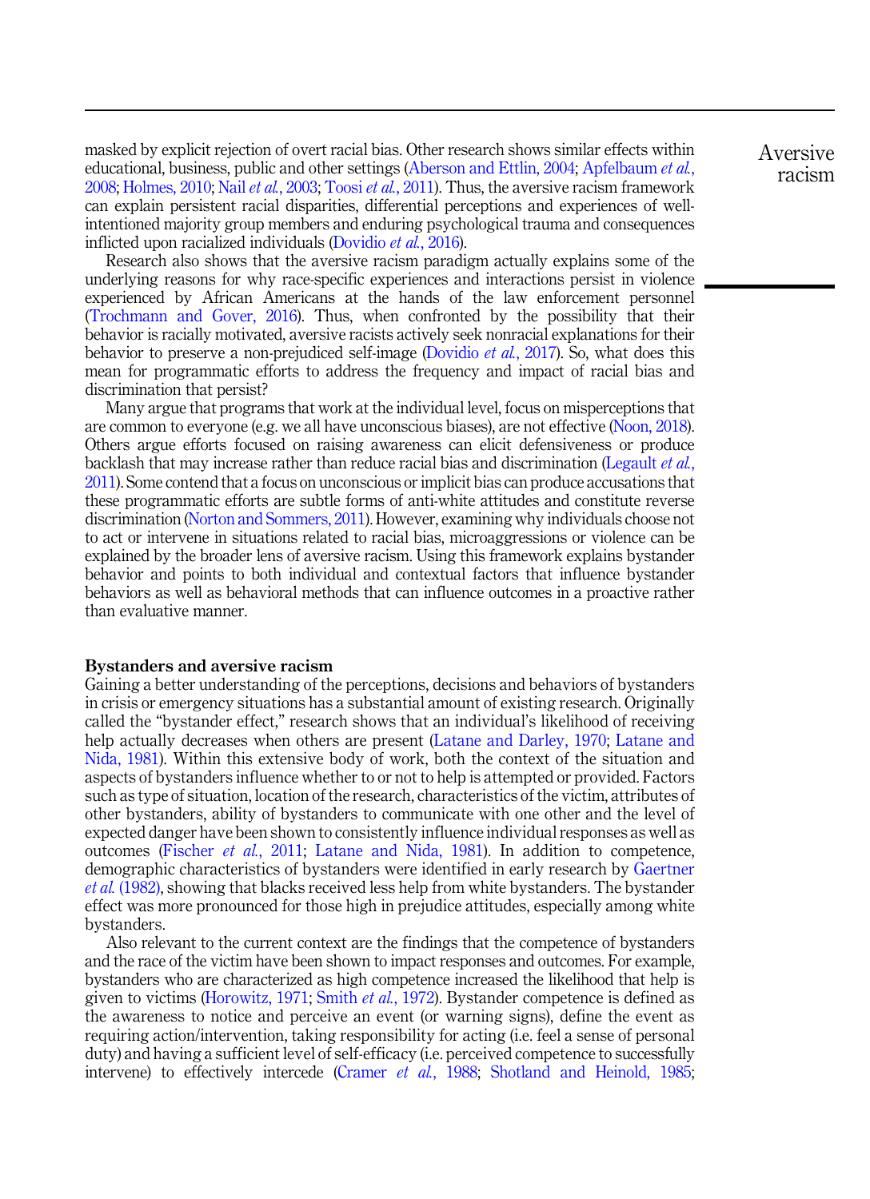masked by explicit rejection of overt racial bias. Other research shows similar effects within educational, business, public and other settings (Aberson and Ettlin, 2004; Apfelbaum *et al.*, 2008; Holmes, 2010; Nail *et al.*, 2003; Toosi *et al.*, 2011). Thus, the aversive racism framework can explain persistent racial disparities, differential perceptions and experiences of well-intentioned majority group members and enduring psychological trauma and consequences inflicted upon racialized individuals (Dovidio *et al.*, 2016).

Research also shows that the aversive racism paradigm actually explains some of the underlying reasons for why race-specific experiences and interactions persist in violence experienced by African Americans at the hands of the law enforcement personnel (Trochmann and Gover, 2016). Thus, when confronted by the possibility that their behavior is racially motivated, aversive racists actively seek nonracial explanations for their behavior to preserve a non-prejudiced self-image (Dovidio *et al.*, 2017). So, what does this mean for programmatic efforts to address the frequency and impact of racial bias and discrimination that persist?

Many argue that programs that work at the individual level, focus on misperceptions that are common to everyone (e.g. we all have unconscious biases), are not effective (Noon, 2018). Others argue efforts focused on raising awareness can elicit defensiveness or produce backlash that may increase rather than reduce racial bias and discrimination (Legault *et al.*, 2011). Some contend that a focus on unconscious or implicit bias can produce accusations that these programmatic efforts are subtle forms of anti-white attitudes and constitute reverse discrimination (Norton and Sommers, 2011). However, examining why individuals choose not to act or intervene in situations related to racial bias, microaggressions or violence can be explained by the broader lens of aversive racism. Using this framework explains bystander behavior and points to both individual and contextual factors that influence bystander behaviors as well as behavioral methods that can influence outcomes in a proactive rather than evaluative manner.

## Bystanders and aversive racism

Gaining a better understanding of the perceptions, decisions and behaviors of bystanders in crisis or emergency situations has a substantial amount of existing research. Originally called the "bystander effect," research shows that an individual's likelihood of receiving help actually decreases when others are present (Latane and Darley, 1970; Latane and Nida, 1981). Within this extensive body of work, both the context of the situation and aspects of bystanders influence whether to or not to help is attempted or provided. Factors such as type of situation, location of the research, characteristics of the victim, attributes of other bystanders, ability of bystanders to communicate with one other and the level of expected danger have been shown to consistently influence individual responses as well as outcomes (Fischer *et al.*, 2011; Latane and Nida, 1981). In addition to competence, demographic characteristics of bystanders were identified in early research by Gaertner *et al.* (1982), showing that blacks received less help from white bystanders. The bystander effect was more pronounced for those high in prejudice attitudes, especially among white bystanders.

Also relevant to the current context are the findings that the competence of bystanders and the race of the victim have been shown to impact responses and outcomes. For example, bystanders who are characterized as high competence increased the likelihood that help is given to victims (Horowitz, 1971; Smith *et al.*, 1972). Bystander competence is defined as the awareness to notice and perceive an event (or warning signs), define the event as requiring action/intervention, taking responsibility for acting (i.e. feel a sense of personal duty) and having a sufficient level of self-efficacy (i.e. perceived competence to successfully intervene) to effectively intercede (Cramer *et al.*, 1988; Shotland and Heinold, 1985;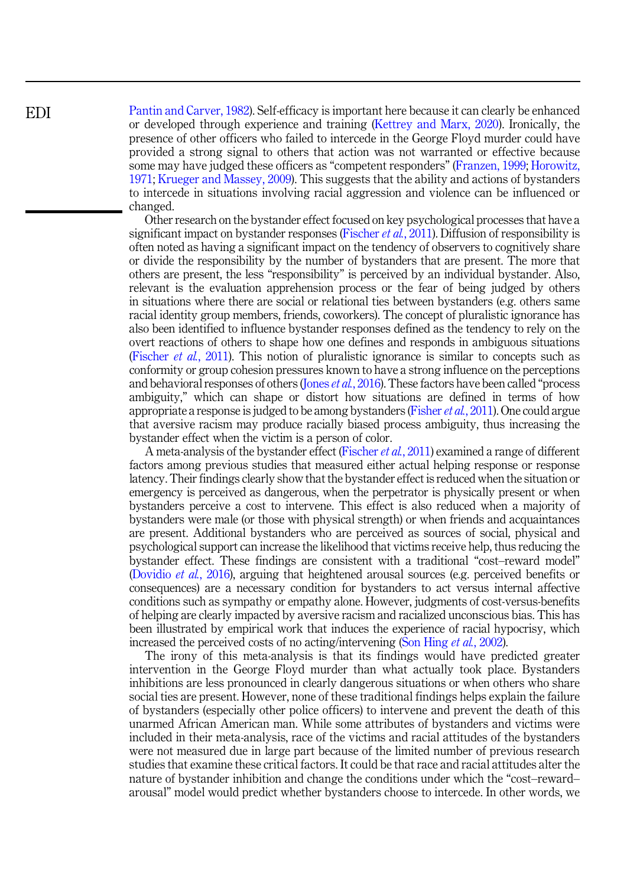Pantin and Carver, 1982). Self-efficacy is important here because it can clearly be enhanced or developed through experience and training (Kettrey and Marx, 2020). Ironically, the presence of other officers who failed to intercede in the George Floyd murder could have provided a strong signal to others that action was not warranted or effective because some may have judged these officers as "competent responders" (Franzen, 1999; Horowitz, 1971; Krueger and Massey, 2009). This suggests that the ability and actions of bystanders to intercede in situations involving racial aggression and violence can be influenced or changed.

Other research on the bystander effect focused on key psychological processes that have a significant impact on bystander responses (Fischer *et al.*, 2011). Diffusion of responsibility is often noted as having a significant impact on the tendency of observers to cognitively share or divide the responsibility by the number of bystanders that are present. The more that others are present, the less "responsibility" is perceived by an individual bystander. Also, relevant is the evaluation apprehension process or the fear of being judged by others in situations where there are social or relational ties between bystanders (e.g. others same racial identity group members, friends, coworkers). The concept of pluralistic ignorance has also been identified to influence bystander responses defined as the tendency to rely on the overt reactions of others to shape how one defines and responds in ambiguous situations (Fischer *et al.*, 2011). This notion of pluralistic ignorance is similar to concepts such as conformity or group cohesion pressures known to have a strong influence on the perceptions and behavioral responses of others (Jones *et al.*, 2016). These factors have been called "process ambiguity," which can shape or distort how situations are defined in terms of how appropriate a response is judged to be among bystanders (Fisher *et al.*, 2011). One could argue that aversive racism may produce racially biased process ambiguity, thus increasing the bystander effect when the victim is a person of color.

A meta-analysis of the bystander effect (Fischer *et al.*, 2011) examined a range of different factors among previous studies that measured either actual helping response or response latency. Their findings clearly show that the bystander effect is reduced when the situation or emergency is perceived as dangerous, when the perpetrator is physically present or when bystanders perceive a cost to intervene. This effect is also reduced when a majority of bystanders were male (or those with physical strength) or when friends and acquaintances are present. Additional bystanders who are perceived as sources of social, physical and psychological support can increase the likelihood that victims receive help, thus reducing the bystander effect. These findings are consistent with a traditional "cost–reward model" (Dovidio *et al.*, 2016), arguing that heightened arousal sources (e.g. perceived benefits or consequences) are a necessary condition for bystanders to act versus internal affective conditions such as sympathy or empathy alone. However, judgments of cost-versus-benefits of helping are clearly impacted by aversive racism and racialized unconscious bias. This has been illustrated by empirical work that induces the experience of racial hypocrisy, which increased the perceived costs of no acting/intervening (Son Hing *et al.*, 2002).

The irony of this meta-analysis is that its findings would have predicted greater intervention in the George Floyd murder than what actually took place. Bystanders inhibitions are less pronounced in clearly dangerous situations or when others who share social ties are present. However, none of these traditional findings helps explain the failure of bystanders (especially other police officers) to intervene and prevent the death of this unarmed African American man. While some attributes of bystanders and victims were included in their meta-analysis, race of the victims and racial attitudes of the bystanders were not measured due in large part because of the limited number of previous research studies that examine these critical factors. It could be that race and racial attitudes alter the nature of bystander inhibition and change the conditions under which the "cost–reward–arousal" model would predict whether bystanders choose to intercede. In other words, we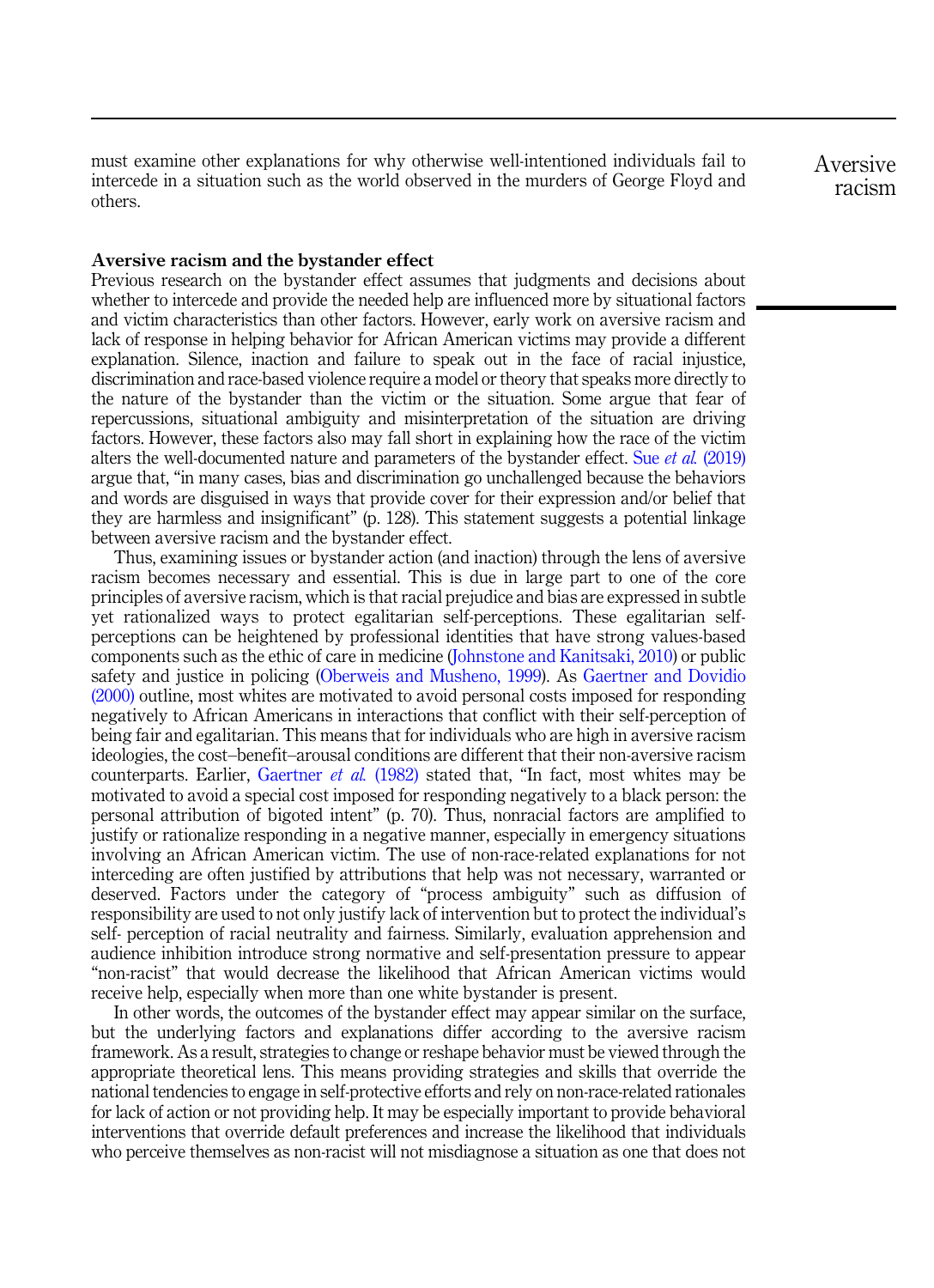must examine other explanations for why otherwise well-intentioned individuals fail to intercede in a situation such as the world observed in the murders of George Floyd and others.

### Aversive racism and the bystander effect

Previous research on the bystander effect assumes that judgments and decisions about whether to intercede and provide the needed help are influenced more by situational factors and victim characteristics than other factors. However, early work on aversive racism and lack of response in helping behavior for African American victims may provide a different explanation. Silence, inaction and failure to speak out in the face of racial injustice, discrimination and race-based violence require a model or theory that speaks more directly to the nature of the bystander than the victim or the situation. Some argue that fear of repercussions, situational ambiguity and misinterpretation of the situation are driving factors. However, these factors also may fall short in explaining how the race of the victim alters the well-documented nature and parameters of the bystander effect. Sue *et al.* (2019) argue that, "in many cases, bias and discrimination go unchallenged because the behaviors and words are disguised in ways that provide cover for their expression and/or belief that they are harmless and insignificant" (p. 128). This statement suggests a potential linkage between aversive racism and the bystander effect.

Thus, examining issues or bystander action (and inaction) through the lens of aversive racism becomes necessary and essential. This is due in large part to one of the core principles of aversive racism, which is that racial prejudice and bias are expressed in subtle yet rationalized ways to protect egalitarian self-perceptions. These egalitarian self-perceptions can be heightened by professional identities that have strong values-based components such as the ethic of care in medicine (Johnstone and Kanitsaki, 2010) or public safety and justice in policing (Oberweis and Musheno, 1999). As Gaertner and Dovidio (2000) outline, most whites are motivated to avoid personal costs imposed for responding negatively to African Americans in interactions that conflict with their self-perception of being fair and egalitarian. This means that for individuals who are high in aversive racism ideologies, the cost–benefit–arousal conditions are different that their non-aversive racism counterparts. Earlier, Gaertner *et al.* (1982) stated that, "In fact, most whites may be motivated to avoid a special cost imposed for responding negatively to a black person: the personal attribution of bigoted intent" (p. 70). Thus, nonracial factors are amplified to justify or rationalize responding in a negative manner, especially in emergency situations involving an African American victim. The use of non-race-related explanations for not interceding are often justified by attributions that help was not necessary, warranted or deserved. Factors under the category of "process ambiguity" such as diffusion of responsibility are used to not only justify lack of intervention but to protect the individual's self- perception of racial neutrality and fairness. Similarly, evaluation apprehension and audience inhibition introduce strong normative and self-presentation pressure to appear "non-racist" that would decrease the likelihood that African American victims would receive help, especially when more than one white bystander is present.

In other words, the outcomes of the bystander effect may appear similar on the surface, but the underlying factors and explanations differ according to the aversive racism framework. As a result, strategies to change or reshape behavior must be viewed through the appropriate theoretical lens. This means providing strategies and skills that override the national tendencies to engage in self-protective efforts and rely on non-race-related rationales for lack of action or not providing help. It may be especially important to provide behavioral interventions that override default preferences and increase the likelihood that individuals who perceive themselves as non-racist will not misdiagnose a situation as one that does not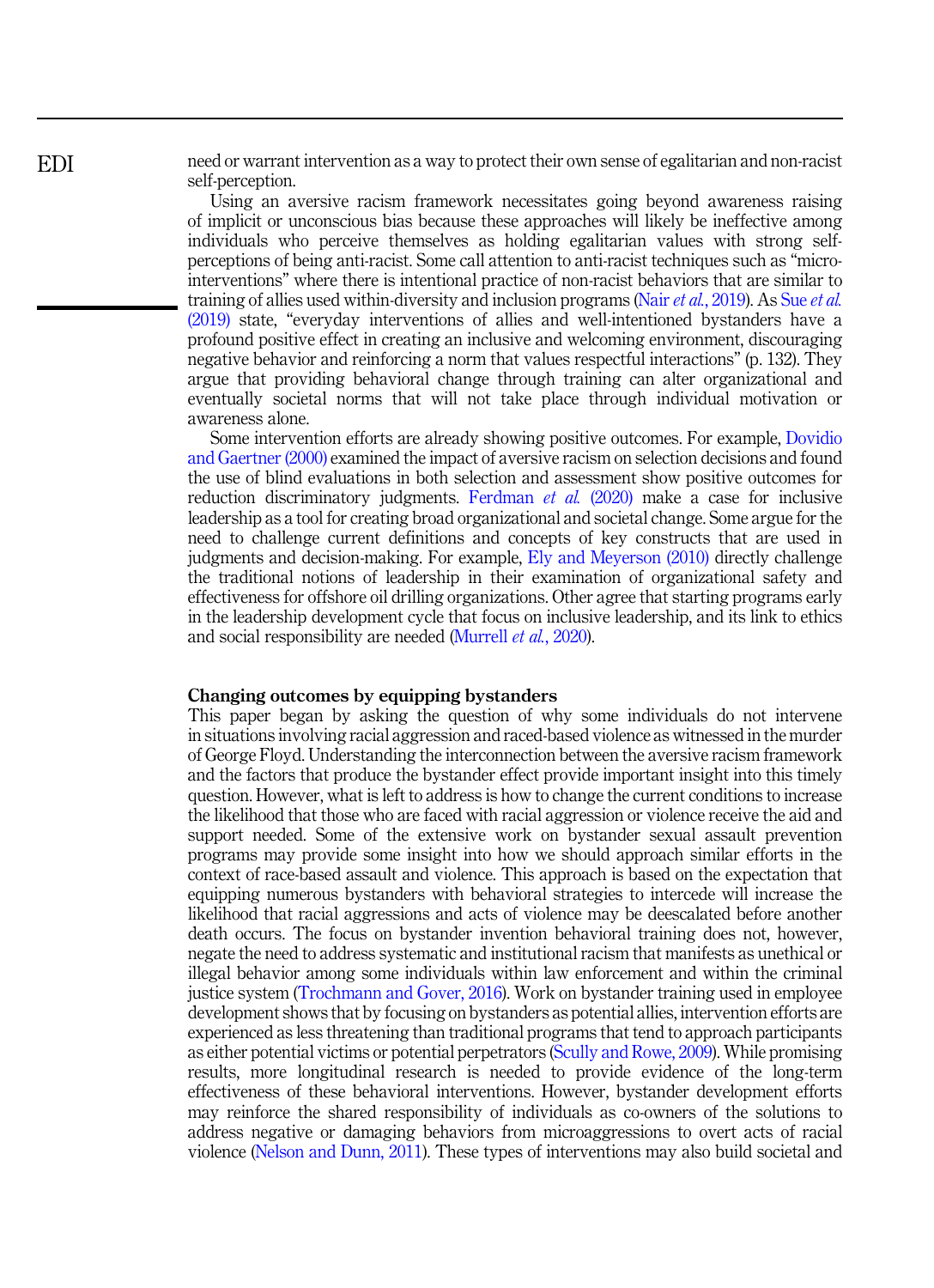need or warrant intervention as a way to protect their own sense of egalitarian and non-racist self-perception.

Using an aversive racism framework necessitates going beyond awareness raising of implicit or unconscious bias because these approaches will likely be ineffective among individuals who perceive themselves as holding egalitarian values with strong self-perceptions of being anti-racist. Some call attention to anti-racist techniques such as "micro-interventions" where there is intentional practice of non-racist behaviors that are similar to training of allies used within-diversity and inclusion programs (Nair *et al.*, 2019). As Sue *et al.* (2019) state, "everyday interventions of allies and well-intentioned bystanders have a profound positive effect in creating an inclusive and welcoming environment, discouraging negative behavior and reinforcing a norm that values respectful interactions" (p. 132). They argue that providing behavioral change through training can alter organizational and eventually societal norms that will not take place through individual motivation or awareness alone.

Some intervention efforts are already showing positive outcomes. For example, Dovidio and Gaertner (2000) examined the impact of aversive racism on selection decisions and found the use of blind evaluations in both selection and assessment show positive outcomes for reduction discriminatory judgments. Ferdman *et al.* (2020) make a case for inclusive leadership as a tool for creating broad organizational and societal change. Some argue for the need to challenge current definitions and concepts of key constructs that are used in judgments and decision-making. For example, Ely and Meyerson (2010) directly challenge the traditional notions of leadership in their examination of organizational safety and effectiveness for offshore oil drilling organizations. Other agree that starting programs early in the leadership development cycle that focus on inclusive leadership, and its link to ethics and social responsibility are needed (Murrell *et al.*, 2020).

## Changing outcomes by equipping bystanders

This paper began by asking the question of why some individuals do not intervene in situations involving racial aggression and raced-based violence as witnessed in the murder of George Floyd. Understanding the interconnection between the aversive racism framework and the factors that produce the bystander effect provide important insight into this timely question. However, what is left to address is how to change the current conditions to increase the likelihood that those who are faced with racial aggression or violence receive the aid and support needed. Some of the extensive work on bystander sexual assault prevention programs may provide some insight into how we should approach similar efforts in the context of race-based assault and violence. This approach is based on the expectation that equipping numerous bystanders with behavioral strategies to intercede will increase the likelihood that racial aggressions and acts of violence may be deescalated before another death occurs. The focus on bystander invention behavioral training does not, however, negate the need to address systematic and institutional racism that manifests as unethical or illegal behavior among some individuals within law enforcement and within the criminal justice system (Trochmann and Gover, 2016). Work on bystander training used in employee development shows that by focusing on bystanders as potential allies, intervention efforts are experienced as less threatening than traditional programs that tend to approach participants as either potential victims or potential perpetrators (Scully and Rowe, 2009). While promising results, more longitudinal research is needed to provide evidence of the long-term effectiveness of these behavioral interventions. However, bystander development efforts may reinforce the shared responsibility of individuals as co-owners of the solutions to address negative or damaging behaviors from microaggressions to overt acts of racial violence (Nelson and Dunn, 2011). These types of interventions may also build societal and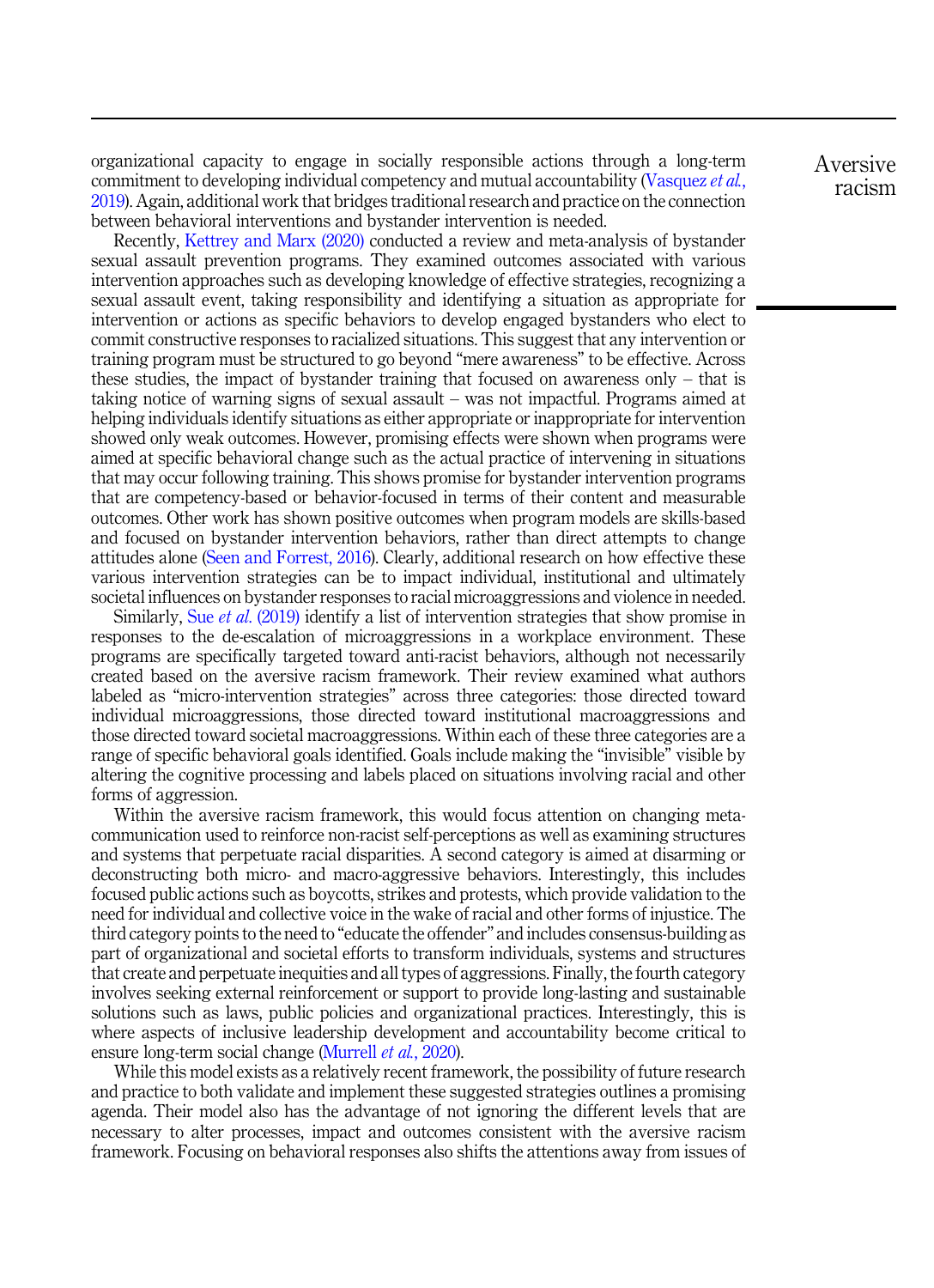organizational capacity to engage in socially responsible actions through a long-term commitment to developing individual competency and mutual accountability (Vasquez *et al.*, 2019). Again, additional work that bridges traditional research and practice on the connection between behavioral interventions and bystander intervention is needed.

Recently, Kettrey and Marx (2020) conducted a review and meta-analysis of bystander sexual assault prevention programs. They examined outcomes associated with various intervention approaches such as developing knowledge of effective strategies, recognizing a sexual assault event, taking responsibility and identifying a situation as appropriate for intervention or actions as specific behaviors to develop engaged bystanders who elect to commit constructive responses to racialized situations. This suggest that any intervention or training program must be structured to go beyond "mere awareness" to be effective. Across these studies, the impact of bystander training that focused on awareness only – that is taking notice of warning signs of sexual assault – was not impactful. Programs aimed at helping individuals identify situations as either appropriate or inappropriate for intervention showed only weak outcomes. However, promising effects were shown when programs were aimed at specific behavioral change such as the actual practice of intervening in situations that may occur following training. This shows promise for bystander intervention programs that are competency-based or behavior-focused in terms of their content and measurable outcomes. Other work has shown positive outcomes when program models are skills-based and focused on bystander intervention behaviors, rather than direct attempts to change attitudes alone (Seen and Forrest, 2016). Clearly, additional research on how effective these various intervention strategies can be to impact individual, institutional and ultimately societal influences on bystander responses to racial microaggressions and violence in needed.

Similarly, Sue *et al.* (2019) identify a list of intervention strategies that show promise in responses to the de-escalation of microaggressions in a workplace environment. These programs are specifically targeted toward anti-racist behaviors, although not necessarily created based on the aversive racism framework. Their review examined what authors labeled as "micro-intervention strategies" across three categories: those directed toward individual microaggressions, those directed toward institutional macroaggressions and those directed toward societal macroaggressions. Within each of these three categories are a range of specific behavioral goals identified. Goals include making the "invisible" visible by altering the cognitive processing and labels placed on situations involving racial and other forms of aggression.

Within the aversive racism framework, this would focus attention on changing meta-communication used to reinforce non-racist self-perceptions as well as examining structures and systems that perpetuate racial disparities. A second category is aimed at disarming or deconstructing both micro- and macro-aggressive behaviors. Interestingly, this includes focused public actions such as boycotts, strikes and protests, which provide validation to the need for individual and collective voice in the wake of racial and other forms of injustice. The third category points to the need to "educate the offender" and includes consensus-building as part of organizational and societal efforts to transform individuals, systems and structures that create and perpetuate inequities and all types of aggressions. Finally, the fourth category involves seeking external reinforcement or support to provide long-lasting and sustainable solutions such as laws, public policies and organizational practices. Interestingly, this is where aspects of inclusive leadership development and accountability become critical to ensure long-term social change (Murrell *et al.*, 2020).

While this model exists as a relatively recent framework, the possibility of future research and practice to both validate and implement these suggested strategies outlines a promising agenda. Their model also has the advantage of not ignoring the different levels that are necessary to alter processes, impact and outcomes consistent with the aversive racism framework. Focusing on behavioral responses also shifts the attentions away from issues of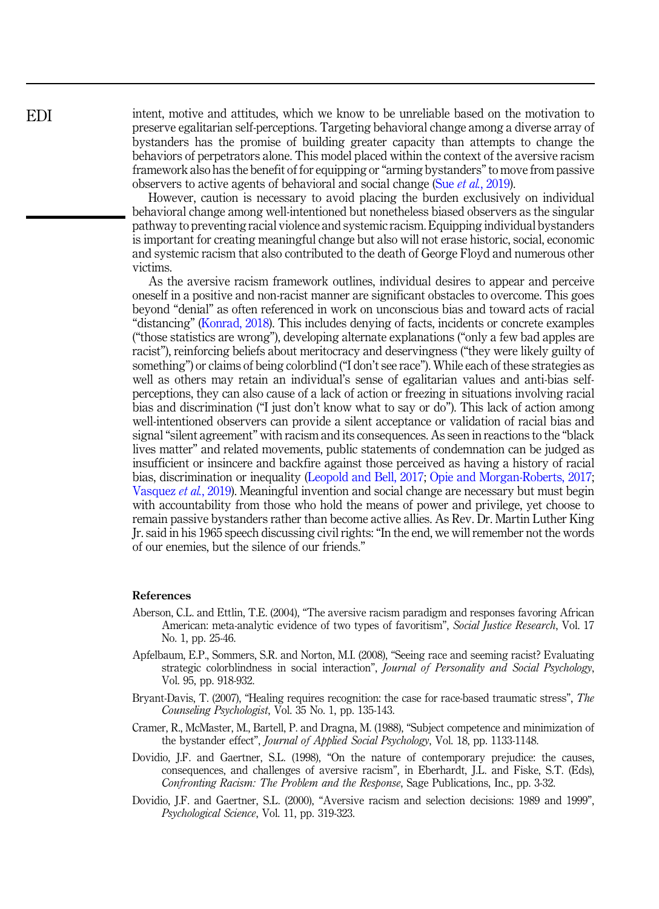intent, motive and attitudes, which we know to be unreliable based on the motivation to preserve egalitarian self-perceptions. Targeting behavioral change among a diverse array of bystanders has the promise of building greater capacity than attempts to change the behaviors of perpetrators alone. This model placed within the context of the aversive racism framework also has the benefit of for equipping or "arming bystanders" to move from passive observers to active agents of behavioral and social change (Sue *et al.*, 2019).

However, caution is necessary to avoid placing the burden exclusively on individual behavioral change among well-intentioned but nonetheless biased observers as the singular pathway to preventing racial violence and systemic racism. Equipping individual bystanders is important for creating meaningful change but also will not erase historic, social, economic and systemic racism that also contributed to the death of George Floyd and numerous other victims.

As the aversive racism framework outlines, individual desires to appear and perceive oneself in a positive and non-racist manner are significant obstacles to overcome. This goes beyond "denial" as often referenced in work on unconscious bias and toward acts of racial "distancing" (Konrad, 2018). This includes denying of facts, incidents or concrete examples ("those statistics are wrong"), developing alternate explanations ("only a few bad apples are racist"), reinforcing beliefs about meritocracy and deservingness ("they were likely guilty of something") or claims of being colorblind ("I don't see race"). While each of these strategies as well as others may retain an individual's sense of egalitarian values and anti-bias self-perceptions, they can also cause of a lack of action or freezing in situations involving racial bias and discrimination ("I just don't know what to say or do"). This lack of action among well-intentioned observers can provide a silent acceptance or validation of racial bias and signal "silent agreement" with racism and its consequences. As seen in reactions to the "black lives matter" and related movements, public statements of condemnation can be judged as insufficient or insincere and backfire against those perceived as having a history of racial bias, discrimination or inequality (Leopold and Bell, 2017; Opie and Morgan-Roberts, 2017; Vasquez *et al.*, 2019). Meaningful invention and social change are necessary but must begin with accountability from those who hold the means of power and privilege, yet choose to remain passive bystanders rather than become active allies. As Rev. Dr. Martin Luther King Jr. said in his 1965 speech discussing civil rights: "In the end, we will remember not the words of our enemies, but the silence of our friends."

## References

Aberson, C.L. and Ettlin, T.E. (2004), "The aversive racism paradigm and responses favoring African American: meta-analytic evidence of two types of favoritism", *Social Justice Research*, Vol. 17 No. 1, pp. 25-46.

Apfelbaum, E.P., Sommers, S.R. and Norton, M.I. (2008), "Seeing race and seeming racist? Evaluating strategic colorblindness in social interaction", *Journal of Personality and Social Psychology*, Vol. 95, pp. 918-932.

Bryant-Davis, T. (2007), "Healing requires recognition: the case for race-based traumatic stress", *The Counseling Psychologist*, Vol. 35 No. 1, pp. 135-143.

Cramer, R., McMaster, M., Bartell, P. and Dragna, M. (1988), "Subject competence and minimization of the bystander effect", *Journal of Applied Social Psychology*, Vol. 18, pp. 1133-1148.

Dovidio, J.F. and Gaertner, S.L. (1998), "On the nature of contemporary prejudice: the causes, consequences, and challenges of aversive racism", in Eberhardt, J.L. and Fiske, S.T. (Eds), *Confronting Racism: The Problem and the Response*, Sage Publications, Inc., pp. 3-32.

Dovidio, J.F. and Gaertner, S.L. (2000), "Aversive racism and selection decisions: 1989 and 1999", *Psychological Science*, Vol. 11, pp. 319-323.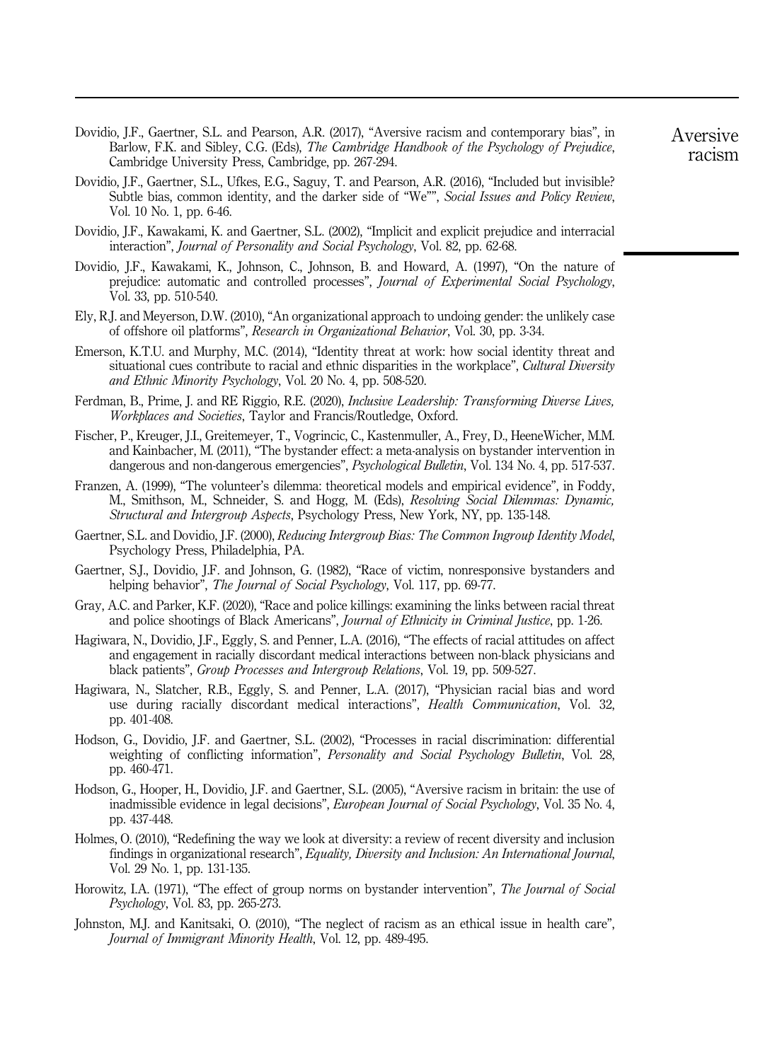Dovidio, J.F., Gaertner, S.L. and Pearson, A.R. (2017), "Aversive racism and contemporary bias", in Barlow, F.K. and Sibley, C.G. (Eds), *The Cambridge Handbook of the Psychology of Prejudice*, Cambridge University Press, Cambridge, pp. 267-294.

Dovidio, J.F., Gaertner, S.L., Ufkes, E.G., Saguy, T. and Pearson, A.R. (2016), "Included but invisible? Subtle bias, common identity, and the darker side of "We"", *Social Issues and Policy Review*, Vol. 10 No. 1, pp. 6-46.

Dovidio, J.F., Kawakami, K. and Gaertner, S.L. (2002), "Implicit and explicit prejudice and interracial interaction", *Journal of Personality and Social Psychology*, Vol. 82, pp. 62-68.

Dovidio, J.F., Kawakami, K., Johnson, C., Johnson, B. and Howard, A. (1997), "On the nature of prejudice: automatic and controlled processes", *Journal of Experimental Social Psychology*, Vol. 33, pp. 510-540.

Ely, R.J. and Meyerson, D.W. (2010), "An organizational approach to undoing gender: the unlikely case of offshore oil platforms", *Research in Organizational Behavior*, Vol. 30, pp. 3-34.

Emerson, K.T.U. and Murphy, M.C. (2014), "Identity threat at work: how social identity threat and situational cues contribute to racial and ethnic disparities in the workplace", *Cultural Diversity and Ethnic Minority Psychology*, Vol. 20 No. 4, pp. 508-520.

Ferdman, B., Prime, J. and RE Riggio, R.E. (2020), *Inclusive Leadership: Transforming Diverse Lives, Workplaces and Societies*, Taylor and Francis/Routledge, Oxford.

Fischer, P., Kreuger, J.I., Greitemeyer, T., Vogrincic, C., Kastenmuller, A., Frey, D., HeeneWicher, M.M. and Kainbacher, M. (2011), "The bystander effect: a meta-analysis on bystander intervention in dangerous and non-dangerous emergencies", *Psychological Bulletin*, Vol. 134 No. 4, pp. 517-537.

Franzen, A. (1999), "The volunteer's dilemma: theoretical models and empirical evidence", in Foddy, M., Smithson, M., Schneider, S. and Hogg, M. (Eds), *Resolving Social Dilemmas: Dynamic, Structural and Intergroup Aspects*, Psychology Press, New York, NY, pp. 135-148.

Gaertner, S.L. and Dovidio, J.F. (2000), *Reducing Intergroup Bias: The Common Ingroup Identity Model*, Psychology Press, Philadelphia, PA.

Gaertner, S.J., Dovidio, J.F. and Johnson, G. (1982), "Race of victim, nonresponsive bystanders and helping behavior", *The Journal of Social Psychology*, Vol. 117, pp. 69-77.

Gray, A.C. and Parker, K.F. (2020), "Race and police killings: examining the links between racial threat and police shootings of Black Americans", *Journal of Ethnicity in Criminal Justice*, pp. 1-26.

Hagiwara, N., Dovidio, J.F., Eggly, S. and Penner, L.A. (2016), "The effects of racial attitudes on affect and engagement in racially discordant medical interactions between non-black physicians and black patients", *Group Processes and Intergroup Relations*, Vol. 19, pp. 509-527.

Hagiwara, N., Slatcher, R.B., Eggly, S. and Penner, L.A. (2017), "Physician racial bias and word use during racially discordant medical interactions", *Health Communication*, Vol. 32, pp. 401-408.

Hodson, G., Dovidio, J.F. and Gaertner, S.L. (2002), "Processes in racial discrimination: differential weighting of conflicting information", *Personality and Social Psychology Bulletin*, Vol. 28, pp. 460-471.

Hodson, G., Hooper, H., Dovidio, J.F. and Gaertner, S.L. (2005), "Aversive racism in britain: the use of inadmissible evidence in legal decisions", *European Journal of Social Psychology*, Vol. 35 No. 4, pp. 437-448.

Holmes, O. (2010), "Redefining the way we look at diversity: a review of recent diversity and inclusion findings in organizational research", *Equality, Diversity and Inclusion: An International Journal*, Vol. 29 No. 1, pp. 131-135.

Horowitz, I.A. (1971), "The effect of group norms on bystander intervention", *The Journal of Social Psychology*, Vol. 83, pp. 265-273.

Johnston, M.J. and Kanitsaki, O. (2010), "The neglect of racism as an ethical issue in health care", *Journal of Immigrant Minority Health*, Vol. 12, pp. 489-495.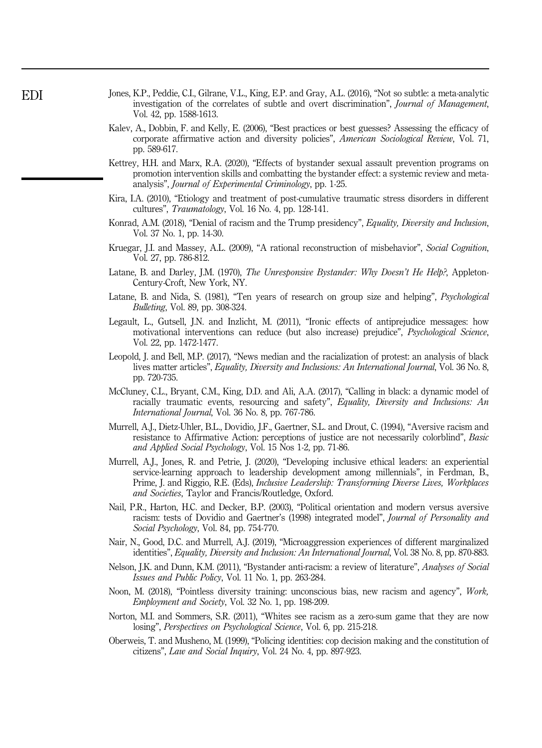Jones, K.P., Peddie, C.I., Gilrane, V.L., King, E.P. and Gray, A.L. (2016), "Not so subtle: a meta-analytic investigation of the correlates of subtle and overt discrimination", *Journal of Management*, Vol. 42, pp. 1588-1613.

Kalev, A., Dobbin, F. and Kelly, E. (2006), "Best practices or best guesses? Assessing the efficacy of corporate affirmative action and diversity policies", *American Sociological Review*, Vol. 71, pp. 589-617.

Kettrey, H.H. and Marx, R.A. (2020), "Effects of bystander sexual assault prevention programs on promotion intervention skills and combatting the bystander effect: a systemic review and meta-analysis", *Journal of Experimental Criminology*, pp. 1-25.

Kira, I.A. (2010), "Etiology and treatment of post-cumulative traumatic stress disorders in different cultures", *Traumatology*, Vol. 16 No. 4, pp. 128-141.

Konrad, A.M. (2018), "Denial of racism and the Trump presidency", *Equality, Diversity and Inclusion*, Vol. 37 No. 1, pp. 14-30.

Kruegar, J.I. and Massey, A.L. (2009), "A rational reconstruction of misbehavior", *Social Cognition*, Vol. 27, pp. 786-812.

Latane, B. and Darley, J.M. (1970), *The Unresponsive Bystander: Why Doesn't He Help?*, Appleton-Century-Croft, New York, NY.

Latane, B. and Nida, S. (1981), "Ten years of research on group size and helping", *Psychological Bulleting*, Vol. 89, pp. 308-324.

Legault, L., Gutsell, J.N. and Inzlicht, M. (2011), "Ironic effects of antiprejudice messages: how motivational interventions can reduce (but also increase) prejudice", *Psychological Science*, Vol. 22, pp. 1472-1477.

Leopold, J. and Bell, M.P. (2017), "News median and the racialization of protest: an analysis of black lives matter articles", *Equality, Diversity and Inclusions: An International Journal*, Vol. 36 No. 8, pp. 720-735.

McCluney, C.L., Bryant, C.M., King, D.D. and Ali, A.A. (2017), "Calling in black: a dynamic model of racially traumatic events, resourcing and safety", *Equality, Diversity and Inclusions: An International Journal*, Vol. 36 No. 8, pp. 767-786.

Murrell, A.J., Dietz-Uhler, B.L., Dovidio, J.F., Gaertner, S.L. and Drout, C. (1994), "Aversive racism and resistance to Affirmative Action: perceptions of justice are not necessarily colorblind", *Basic and Applied Social Psychology*, Vol. 15 Nos 1-2, pp. 71-86.

Murrell, A.J., Jones, R. and Petrie, J. (2020), "Developing inclusive ethical leaders: an experiential service-learning approach to leadership development among millennials", in Ferdman, B., Prime, J. and Riggio, R.E. (Eds), *Inclusive Leadership: Transforming Diverse Lives, Workplaces and Societies*, Taylor and Francis/Routledge, Oxford.

Nail, P.R., Harton, H.C. and Decker, B.P. (2003), "Political orientation and modern versus aversive racism: tests of Dovidio and Gaertner's (1998) integrated model", *Journal of Personality and Social Psychology*, Vol. 84, pp. 754-770.

Nair, N., Good, D.C. and Murrell, A.J. (2019), "Microaggression experiences of different marginalized identities", *Equality, Diversity and Inclusion: An International Journal*, Vol. 38 No. 8, pp. 870-883.

Nelson, J.K. and Dunn, K.M. (2011), "Bystander anti-racism: a review of literature", *Analyses of Social Issues and Public Policy*, Vol. 11 No. 1, pp. 263-284.

Noon, M. (2018), "Pointless diversity training: unconscious bias, new racism and agency", *Work, Employment and Society*, Vol. 32 No. 1, pp. 198-209.

Norton, M.I. and Sommers, S.R. (2011), "Whites see racism as a zero-sum game that they are now losing", *Perspectives on Psychological Science*, Vol. 6, pp. 215-218.

Oberweis, T. and Musheno, M. (1999), "Policing identities: cop decision making and the constitution of citizens", *Law and Social Inquiry*, Vol. 24 No. 4, pp. 897-923.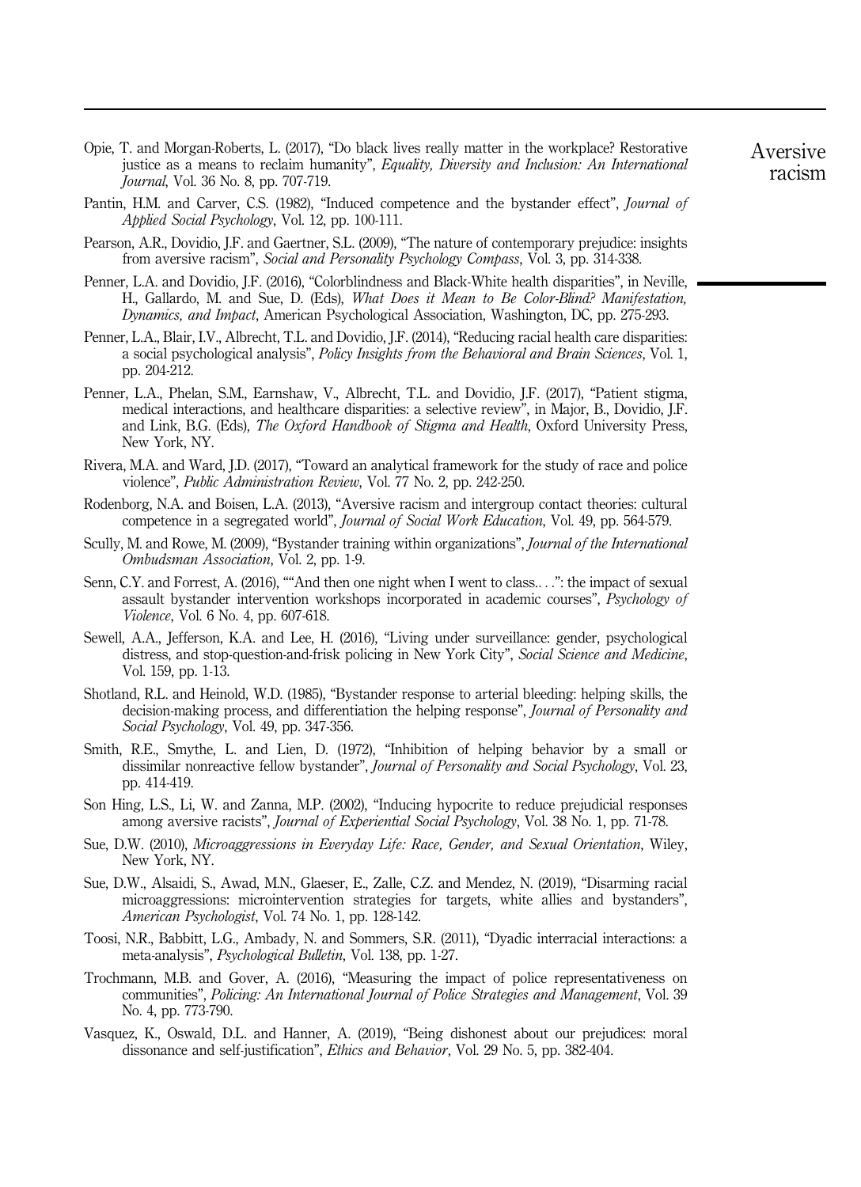Opie, T. and Morgan-Roberts, L. (2017), "Do black lives really matter in the workplace? Restorative justice as a means to reclaim humanity", *Equality, Diversity and Inclusion: An International Journal*, Vol. 36 No. 8, pp. 707-719.

Pantin, H.M. and Carver, C.S. (1982), "Induced competence and the bystander effect", *Journal of Applied Social Psychology*, Vol. 12, pp. 100-111.

Pearson, A.R., Dovidio, J.F. and Gaertner, S.L. (2009), "The nature of contemporary prejudice: insights from aversive racism", *Social and Personality Psychology Compass*, Vol. 3, pp. 314-338.

Penner, L.A. and Dovidio, J.F. (2016), "Colorblindness and Black-White health disparities", in Neville, H., Gallardo, M. and Sue, D. (Eds), *What Does it Mean to Be Color-Blind? Manifestation, Dynamics, and Impact*, American Psychological Association, Washington, DC, pp. 275-293.

Penner, L.A., Blair, I.V., Albrecht, T.L. and Dovidio, J.F. (2014), "Reducing racial health care disparities: a social psychological analysis", *Policy Insights from the Behavioral and Brain Sciences*, Vol. 1, pp. 204-212.

Penner, L.A., Phelan, S.M., Earnshaw, V., Albrecht, T.L. and Dovidio, J.F. (2017), "Patient stigma, medical interactions, and healthcare disparities: a selective review", in Major, B., Dovidio, J.F. and Link, B.G. (Eds), *The Oxford Handbook of Stigma and Health*, Oxford University Press, New York, NY.

Rivera, M.A. and Ward, J.D. (2017), "Toward an analytical framework for the study of race and police violence", *Public Administration Review*, Vol. 77 No. 2, pp. 242-250.

Rodenborg, N.A. and Boisen, L.A. (2013), "Aversive racism and intergroup contact theories: cultural competence in a segregated world", *Journal of Social Work Education*, Vol. 49, pp. 564-579.

Scully, M. and Rowe, M. (2009), "Bystander training within organizations", *Journal of the International Ombudsman Association*, Vol. 2, pp. 1-9.

Senn, C.Y. and Forrest, A. (2016), ""And then one night when I went to class. . .": the impact of sexual assault bystander intervention workshops incorporated in academic courses", *Psychology of Violence*, Vol. 6 No. 4, pp. 607-618.

Sewell, A.A., Jefferson, K.A. and Lee, H. (2016), "Living under surveillance: gender, psychological distress, and stop-question-and-frisk policing in New York City", *Social Science and Medicine*, Vol. 159, pp. 1-13.

Shotland, R.L. and Heinold, W.D. (1985), "Bystander response to arterial bleeding: helping skills, the decision-making process, and differentiation the helping response", *Journal of Personality and Social Psychology*, Vol. 49, pp. 347-356.

Smith, R.E., Smythe, L. and Lien, D. (1972), "Inhibition of helping behavior by a small or dissimilar nonreactive fellow bystander", *Journal of Personality and Social Psychology*, Vol. 23, pp. 414-419.

Son Hing, L.S., Li, W. and Zanna, M.P. (2002), "Inducing hypocrite to reduce prejudicial responses among aversive racists", *Journal of Experimental Social Psychology*, Vol. 38 No. 1, pp. 71-78.

Sue, D.W. (2010), *Microaggressions in Everyday Life: Race, Gender, and Sexual Orientation*, Wiley, New York, NY.

Sue, D.W., Alsaidi, S., Awad, M.N., Glaeser, E., Zalle, C.Z. and Mendez, N. (2019), "Disarming racial microaggressions: microintervention strategies for targets, white allies and bystanders", *American Psychologist*, Vol. 74 No. 1, pp. 128-142.

Toosi, N.R., Babbitt, L.G., Ambady, N. and Sommers, S.R. (2011), "Dyadic interracial interactions: a meta-analysis", *Psychological Bulletin*, Vol. 138, pp. 1-27.

Trochmann, M.B. and Gover, A. (2016), "Measuring the impact of police representativeness on communities", *Policing: An International Journal of Police Strategies and Management*, Vol. 39 No. 4, pp. 773-790.

Vasquez, K., Oswald, D.L. and Hanner, A. (2019), "Being dishonest about our prejudices: moral dissonance and self-justification", *Ethics and Behavior*, Vol. 29 No. 5, pp. 382-404.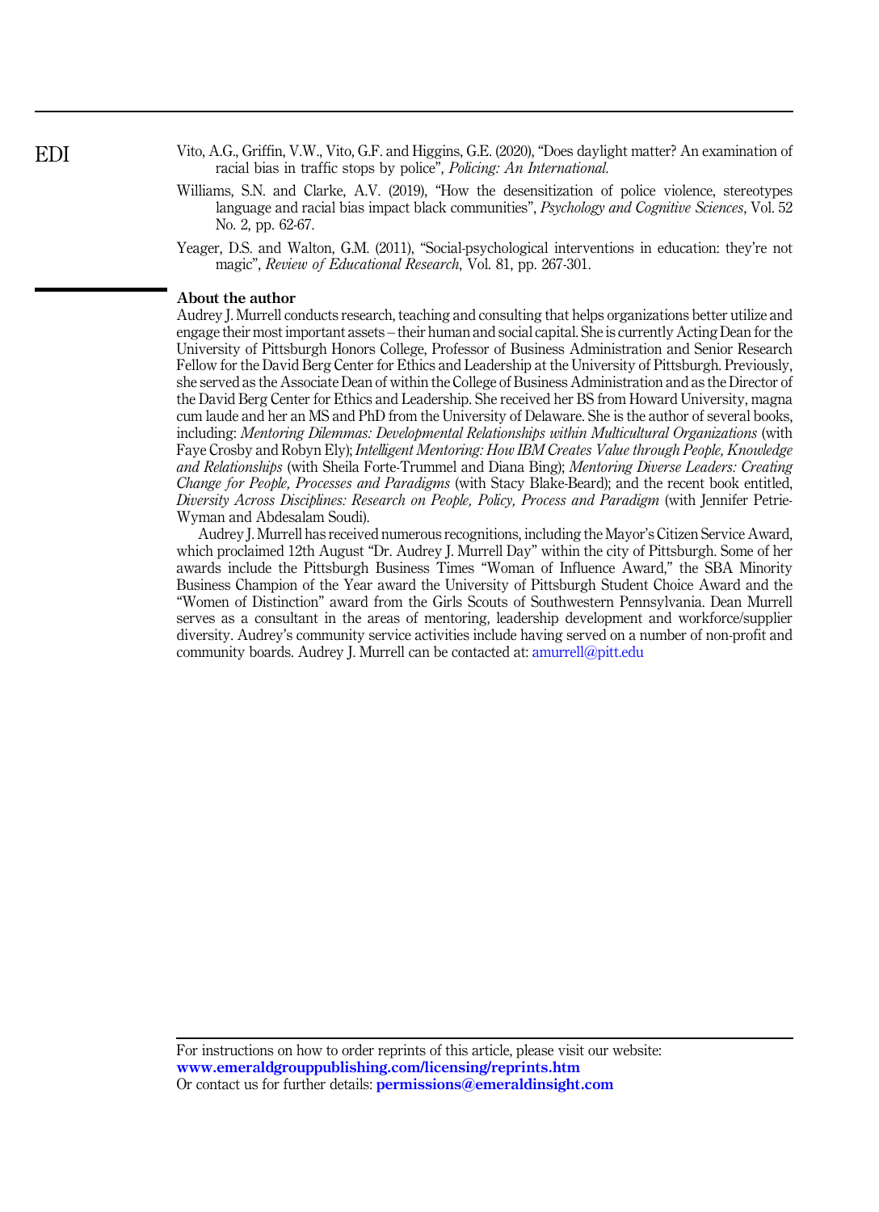Vito, A.G., Griffin, V.W., Vito, G.F. and Higgins, G.E. (2020), "Does daylight matter? An examination of racial bias in traffic stops by police", *Policing: An International*.

Williams, S.N. and Clarke, A.V. (2019), "How the desensitization of police violence, stereotypes language and racial bias impact black communities", *Psychology and Cognitive Sciences*, Vol. 52 No. 2, pp. 62-67.

Yeager, D.S. and Walton, G.M. (2011), "Social-psychological interventions in education: they're not magic", *Review of Educational Research*, Vol. 81, pp. 267-301.

## About the author

Audrey J. Murrell conducts research, teaching and consulting that helps organizations better utilize and engage their most important assets – their human and social capital. She is currently Acting Dean for the University of Pittsburgh Honors College, Professor of Business Administration and Senior Research Fellow for the David Berg Center for Ethics and Leadership at the University of Pittsburgh. Previously, she served as the Associate Dean of within the College of Business Administration and as the Director of the David Berg Center for Ethics and Leadership. She received her BS from Howard University, magna cum laude and her an MS and PhD from the University of Delaware. She is the author of several books, including: *Mentoring Dilemmas: Developmental Relationships within Multicultural Organizations* (with Faye Crosby and Robyn Ely); *Intelligent Mentoring: How IBM Creates Value through People, Knowledge and Relationships* (with Sheila Forte-Trummel and Diana Bing); *Mentoring Diverse Leaders: Creating Change for People, Processes and Paradigms* (with Stacy Blake-Beard); and the recent book entitled, *Diversity Across Disciplines: Research on People, Policy, Process and Paradigm* (with Jennifer Petrie-Wyman and Abdesalam Soudi).

Audrey J. Murrell has received numerous recognitions, including the Mayor's Citizen Service Award, which proclaimed 12th August "Dr. Audrey J. Murrell Day" within the city of Pittsburgh. Some of her awards include the Pittsburgh Business Times "Woman of Influence Award," the SBA Minority Business Champion of the Year award the University of Pittsburgh Student Choice Award and the "Women of Distinction" award from the Girls Scouts of Southwestern Pennsylvania. Dean Murrell serves as a consultant in the areas of mentoring, leadership development and workforce/supplier diversity. Audrey's community service activities include having served on a number of non-profit and community boards. Audrey J. Murrell can be contacted at: amurrell@pitt.edu

For instructions on how to order reprints of this article, please visit our website:
**www.emeraldgrouppublishing.com/licensing/reprints.htm**
Or contact us for further details: **permissions@emeraldinsight.com**